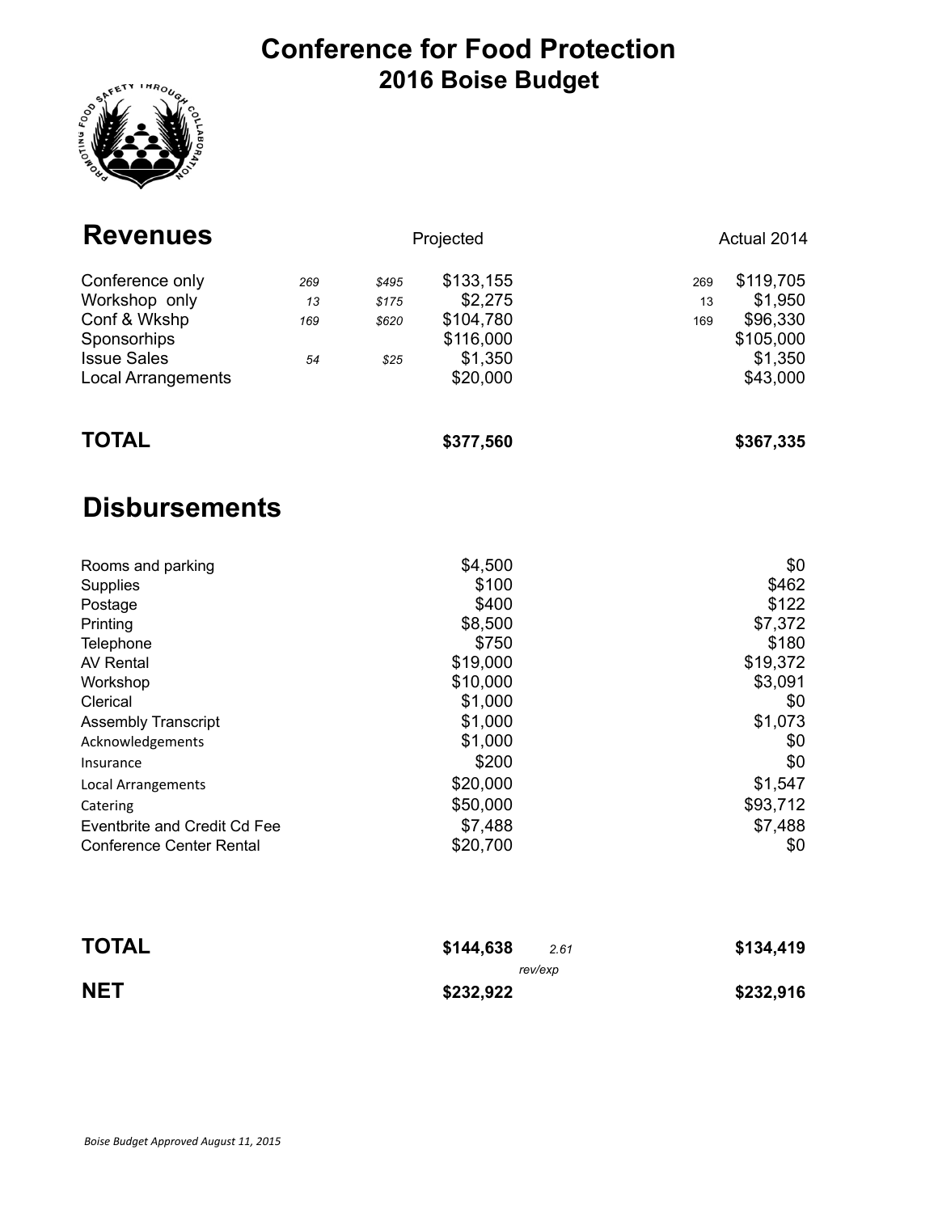# Conference for Food Protection

## 2016 Boise Budget

## Revenues

| | | | Projected | | Actual 2014 |
|---|---|---|---|---|---|
| Conference only | 269 | $495 | $133,155 | 269 | $119,705 |
| Workshop only | 13 | $175 | $2,275 | 13 | $1,950 |
| Conf & Wkshp | 169 | $620 | $104,780 | 169 | $96,330 |
| Sponsorhips | | | $116,000 | | $105,000 |
| Issue Sales | 54 | $25 | $1,350 | | $1,350 |
| Local Arrangements | | | $20,000 | | $43,000 |
| **TOTAL** | | | **$377,560** | | **$367,335** |

## Disbursements

| | Projected | | Actual 2014 |
|---|---|---|---|
| Rooms and parking | $4,500 | | $0 |
| Supplies | $100 | | $462 |
| Postage | $400 | | $122 |
| Printing | $8,500 | | $7,372 |
| Telephone | $750 | | $180 |
| AV Rental | $19,000 | | $19,372 |
| Workshop | $10,000 | | $3,091 |
| Clerical | $1,000 | | $0 |
| Assembly Transcript | $1,000 | | $1,073 |
| Acknowledgements | $1,000 | | $0 |
| Insurance | $200 | | $0 |
| Local Arrangements | $20,000 | | $1,547 |
| Catering | $50,000 | | $93,712 |
| Eventbrite and Credit Cd Fee | $7,488 | | $7,488 |
| Conference Center Rental | $20,700 | | $0 |
| **TOTAL** | **$144,638** | *2.61 rev/exp* | **$134,419** |
| **NET** | **$232,922** | | **$232,916** |

*Boise Budget Approved August 11, 2015*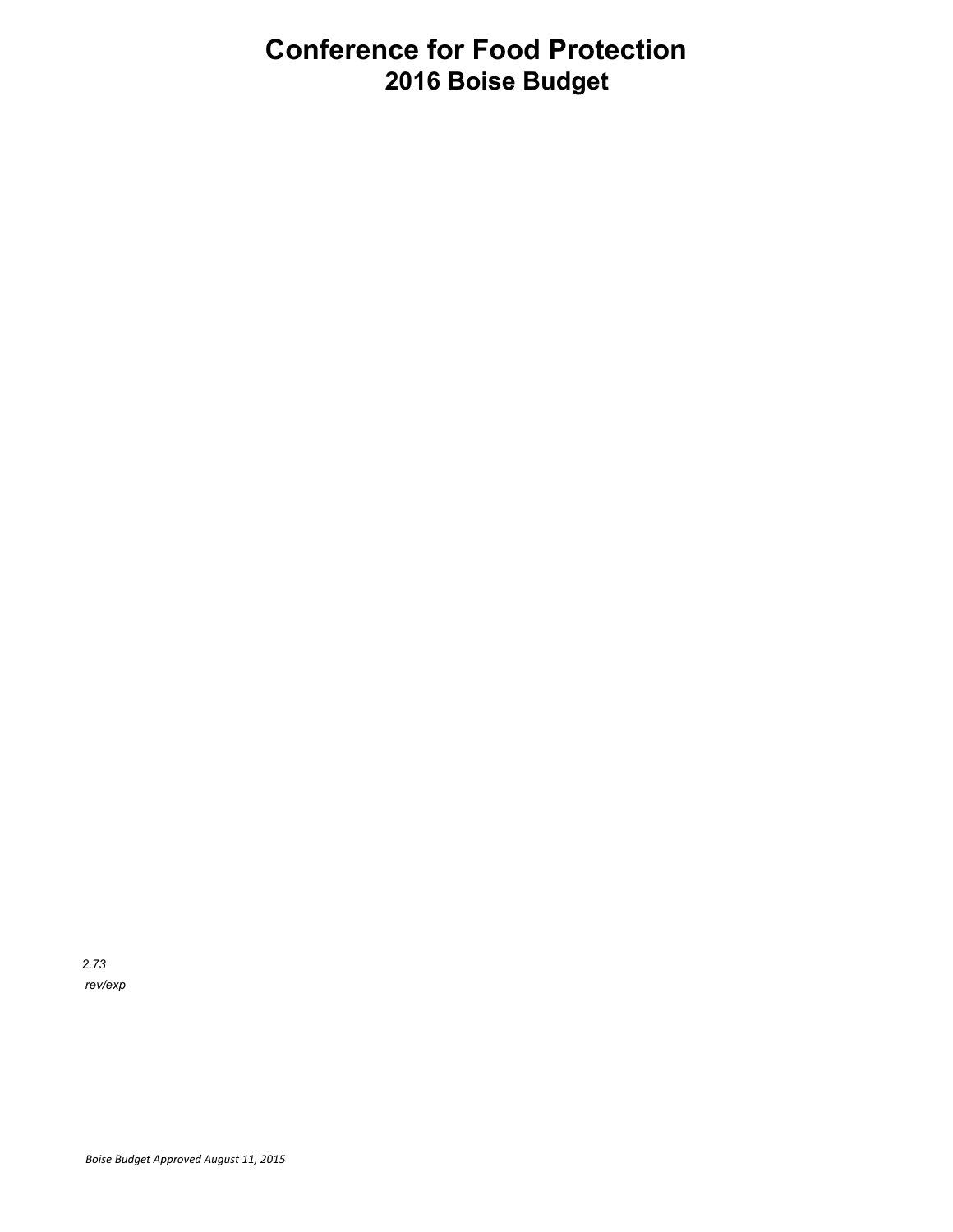# Conference for Food Protection

## 2016 Boise Budget

*2.73*

*rev/exp*

*Boise Budget Approved August 11, 2015*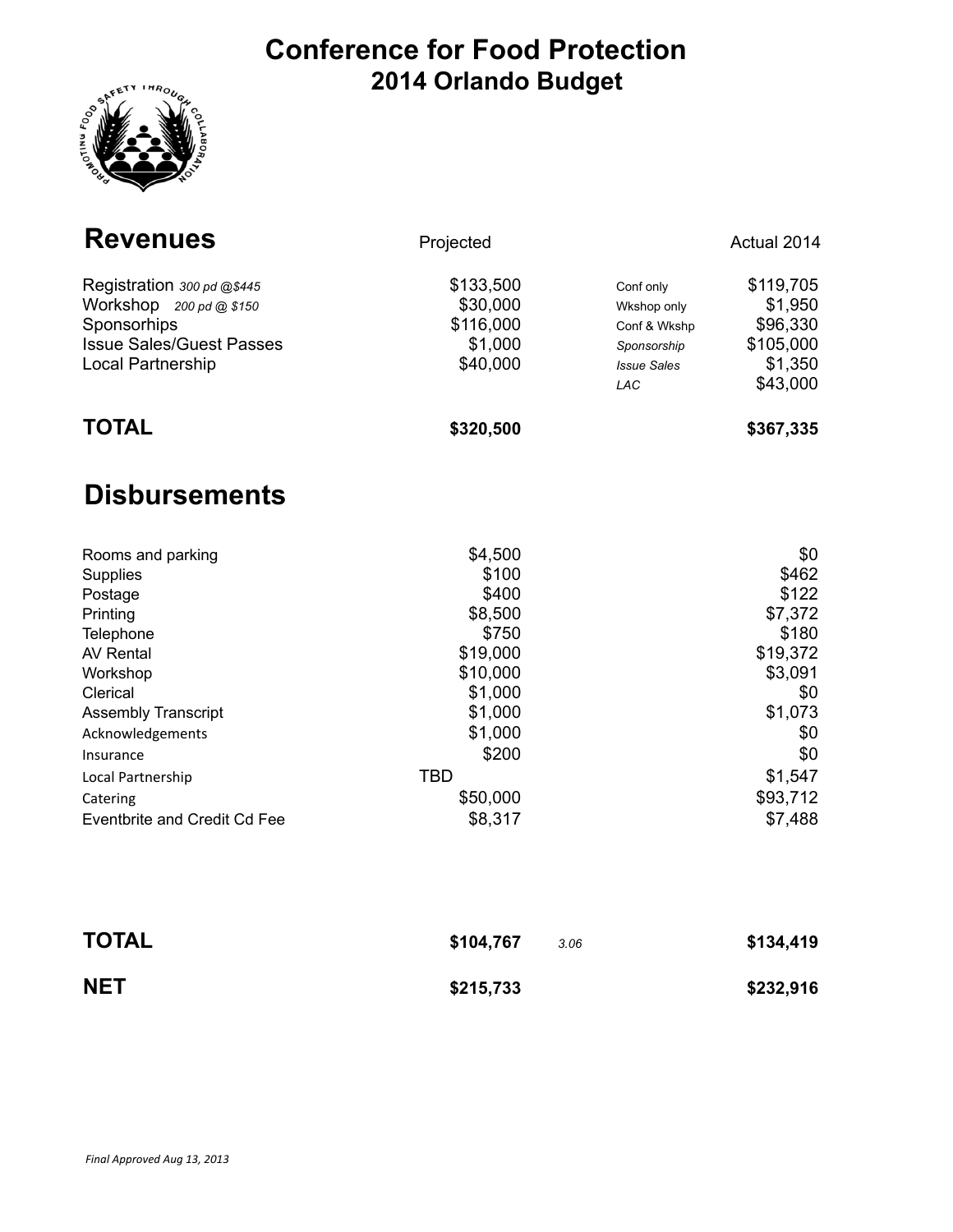# Conference for Food Protection

## 2014 Orlando Budget

## Revenues

| | Projected | | Actual 2014 |
|---|---|---|---|
| Registration *300 pd @$445* | $133,500 | Conf only | $119,705 |
| Workshop *200 pd @ $150* | $30,000 | Wkshop only | $1,950 |
| Sponsorhips | $116,000 | Conf & Wkshp | $96,330 |
| Issue Sales/Guest Passes | $1,000 | *Sponsorship* | $105,000 |
| Local Partnership | $40,000 | *Issue Sales* | $1,350 |
| | | *LAC* | $43,000 |
| **TOTAL** | **$320,500** | | **$367,335** |

## Disbursements

| | Projected | | Actual 2014 |
|---|---|---|---|
| Rooms and parking | $4,500 | | $0 |
| Supplies | $100 | | $462 |
| Postage | $400 | | $122 |
| Printing | $8,500 | | $7,372 |
| Telephone | $750 | | $180 |
| AV Rental | $19,000 | | $19,372 |
| Workshop | $10,000 | | $3,091 |
| Clerical | $1,000 | | $0 |
| Assembly Transcript | $1,000 | | $1,073 |
| Acknowledgements | $1,000 | | $0 |
| Insurance | $200 | | $0 |
| Local Partnership | TBD | | $1,547 |
| Catering | $50,000 | | $93,712 |
| Eventbrite and Credit Cd Fee | $8,317 | | $7,488 |
| **TOTAL** | **$104,767** | *3.06* | **$134,419** |
| **NET** | **$215,733** | | **$232,916** |

*Final Approved Aug 13, 2013*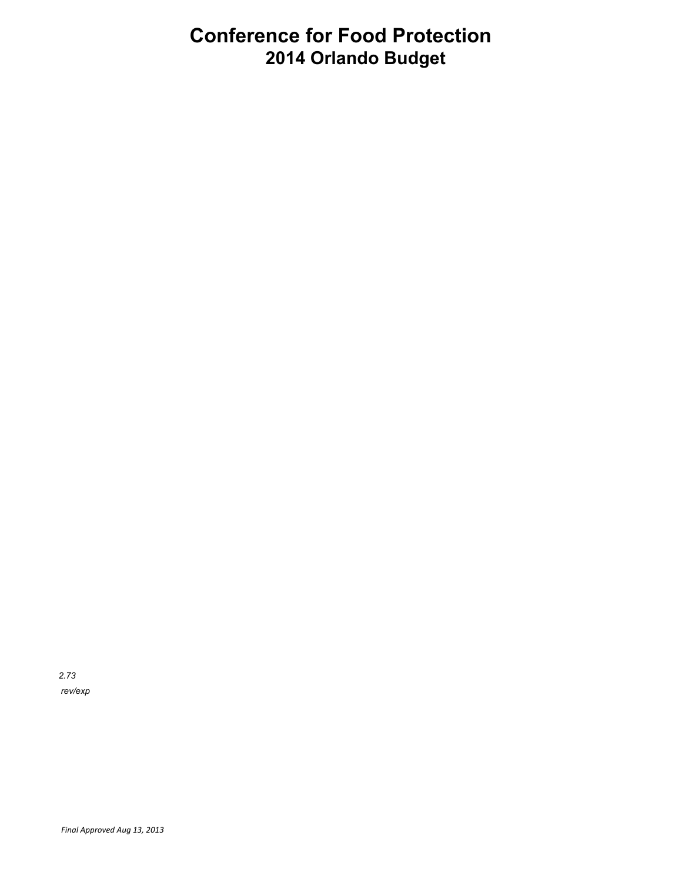# Conference for Food Protection

## 2014 Orlando Budget

*2.73*

*rev/exp*

*Final Approved Aug 13, 2013*